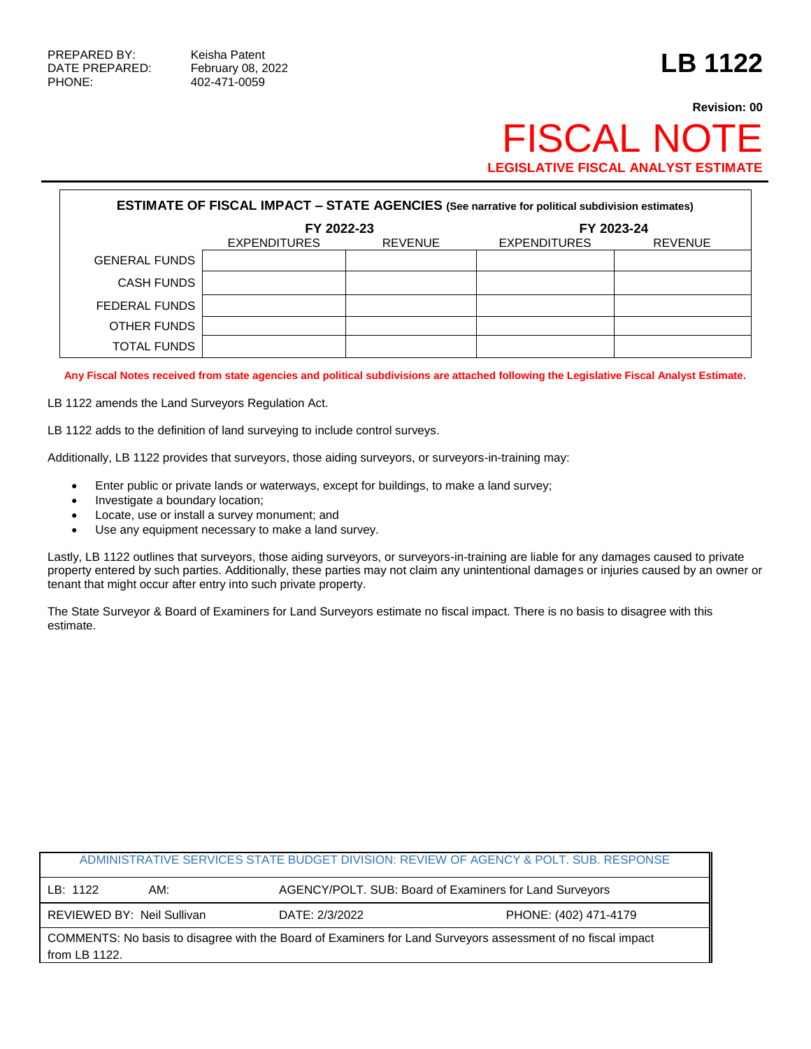PREPARED BY: Keisha Patent
DATE PREPARED: February 08, 2022
PHONE: 402-471-0059

# LB 1122

**Revision: 00**

# FISCAL NOTE

**LEGISLATIVE FISCAL ANALYST ESTIMATE**

| **ESTIMATE OF FISCAL IMPACT – STATE AGENCIES** (See narrative for political subdivision estimates) | | | | |
|---|---|---|---|---|
| | **FY 2022-23** | | **FY 2023-24** | |
| | EXPENDITURES | REVENUE | EXPENDITURES | REVENUE |
| GENERAL FUNDS | | | | |
| CASH FUNDS | | | | |
| FEDERAL FUNDS | | | | |
| OTHER FUNDS | | | | |
| TOTAL FUNDS | | | | |

**Any Fiscal Notes received from state agencies and political subdivisions are attached following the Legislative Fiscal Analyst Estimate.**

LB 1122 amends the Land Surveyors Regulation Act.

LB 1122 adds to the definition of land surveying to include control surveys.

Additionally, LB 1122 provides that surveyors, those aiding surveyors, or surveyors-in-training may:

- Enter public or private lands or waterways, except for buildings, to make a land survey;
- Investigate a boundary location;
- Locate, use or install a survey monument; and
- Use any equipment necessary to make a land survey.

Lastly, LB 1122 outlines that surveyors, those aiding surveyors, or surveyors-in-training are liable for any damages caused to private property entered by such parties. Additionally, these parties may not claim any unintentional damages or injuries caused by an owner or tenant that might occur after entry into such private property.

The State Surveyor & Board of Examiners for Land Surveyors estimate no fiscal impact. There is no basis to disagree with this estimate.

| ADMINISTRATIVE SERVICES STATE BUDGET DIVISION: REVIEW OF AGENCY & POLT. SUB. RESPONSE | | |
|---|---|---|
| LB: 1122 AM: | AGENCY/POLT. SUB: Board of Examiners for Land Surveyors | |
| REVIEWED BY: Neil Sullivan | DATE: 2/3/2022 | PHONE: (402) 471-4179 |
| COMMENTS: No basis to disagree with the Board of Examiners for Land Surveyors assessment of no fiscal impact from LB 1122. | | |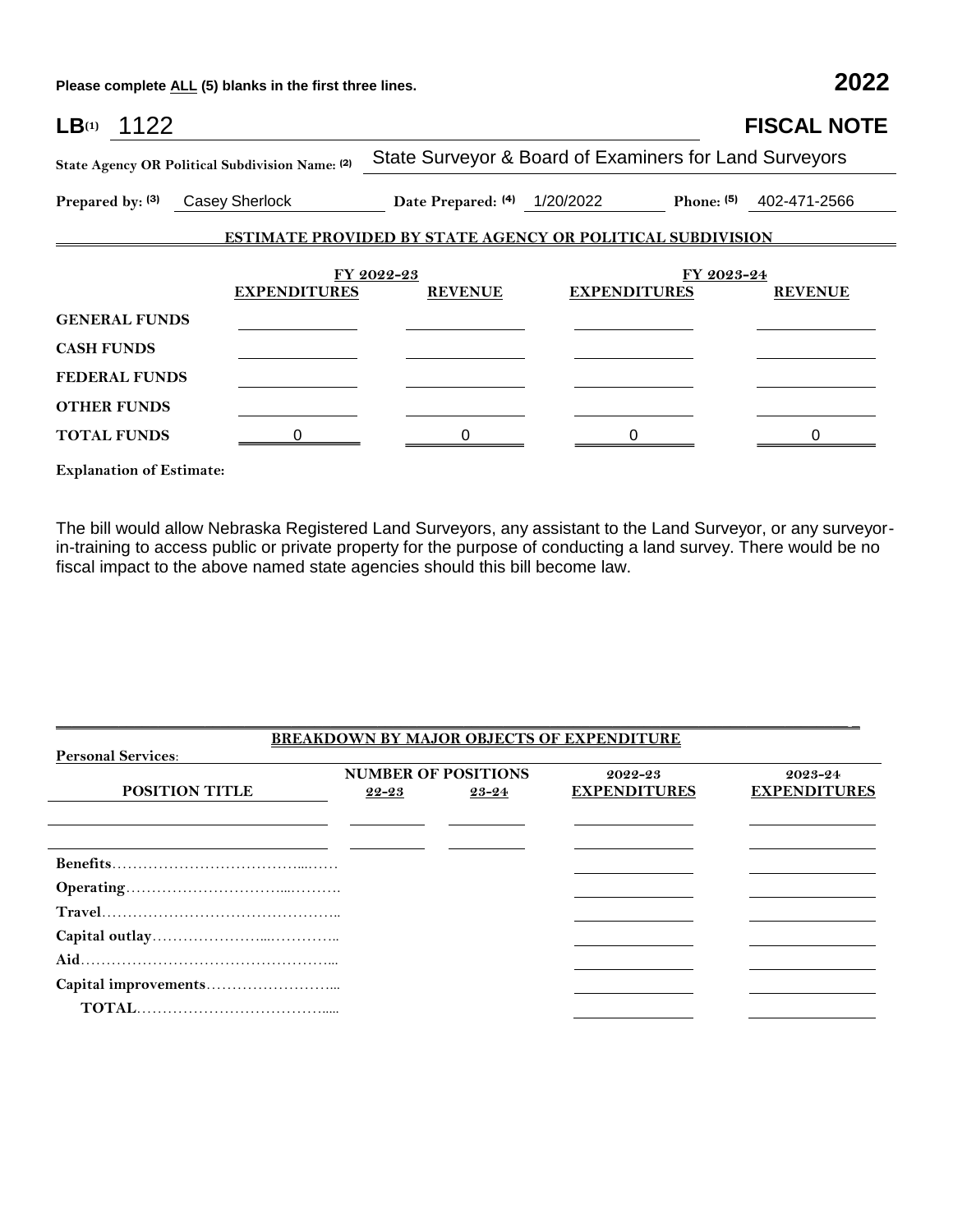Please complete ALL (5) blanks in the first three lines. **2022**

**LB**(1) 1122 **FISCAL NOTE**

**State Agency OR Political Subdivision Name:** (2) State Surveyor & Board of Examiners for Land Surveyors

**Prepared by:** (3) Casey Sherlock **Date Prepared:** (4) 1/20/2022 **Phone:** (5) 402-471-2566

## ESTIMATE PROVIDED BY STATE AGENCY OR POLITICAL SUBDIVISION

| | FY 2022-23 | | FY 2023-24 | |
|---|---|---|---|---|
| | **EXPENDITURES** | **REVENUE** | **EXPENDITURES** | **REVENUE** |
| **GENERAL FUNDS** | | | | |
| **CASH FUNDS** | | | | |
| **FEDERAL FUNDS** | | | | |
| **OTHER FUNDS** | | | | |
| **TOTAL FUNDS** | 0 | 0 | 0 | 0 |

**Explanation of Estimate:**

The bill would allow Nebraska Registered Land Surveyors, any assistant to the Land Surveyor, or any surveyor-in-training to access public or private property for the purpose of conducting a land survey. There would be no fiscal impact to the above named state agencies should this bill become law.

## BREAKDOWN BY MAJOR OBJECTS OF EXPENDITURE

**Personal Services:**

| **POSITION TITLE** | **NUMBER OF POSITIONS 22-23** | **NUMBER OF POSITIONS 23-24** | **2022-23 EXPENDITURES** | **2023-24 EXPENDITURES** |
|---|---|---|---|---|
| | | | | |
| | | | | |
| **Benefits** | | | | |
| **Operating** | | | | |
| **Travel** | | | | |
| **Capital outlay** | | | | |
| **Aid** | | | | |
| **Capital improvements** | | | | |
| **TOTAL** | | | | |